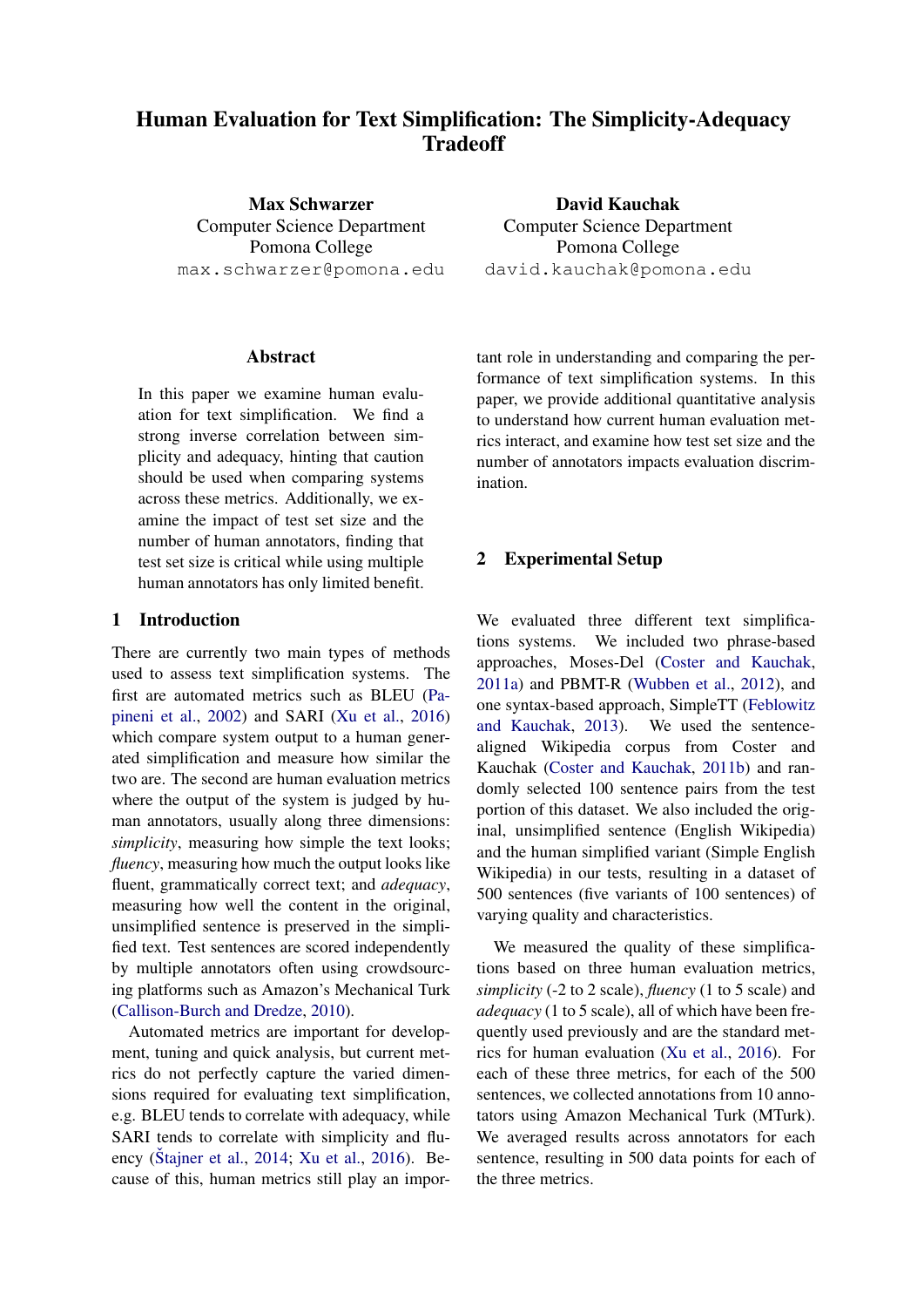# Human Evaluation for Text Simplification: The Simplicity-Adequacy Tradeoff

**Max Schwarzer**
Computer Science Department
Pomona College
max.schwarzer@pomona.edu

**David Kauchak**
Computer Science Department
Pomona College
david.kauchak@pomona.edu

## Abstract

In this paper we examine human evaluation for text simplification. We find a strong inverse correlation between simplicity and adequacy, hinting that caution should be used when comparing systems across these metrics. Additionally, we examine the impact of test set size and the number of human annotators, finding that test set size is critical while using multiple human annotators has only limited benefit.

## 1 Introduction

There are currently two main types of methods used to assess text simplification systems. The first are automated metrics such as BLEU (Papineni et al., 2002) and SARI (Xu et al., 2016) which compare system output to a human generated simplification and measure how similar the two are. The second are human evaluation metrics where the output of the system is judged by human annotators, usually along three dimensions: *simplicity*, measuring how simple the text looks; *fluency*, measuring how much the output looks like fluent, grammatically correct text; and *adequacy*, measuring how well the content in the original, unsimplified sentence is preserved in the simplified text. Test sentences are scored independently by multiple annotators often using crowdsourcing platforms such as Amazon's Mechanical Turk (Callison-Burch and Dredze, 2010).

Automated metrics are important for development, tuning and quick analysis, but current metrics do not perfectly capture the varied dimensions required for evaluating text simplification, e.g. BLEU tends to correlate with adequacy, while SARI tends to correlate with simplicity and fluency (Štajner et al., 2014; Xu et al., 2016). Because of this, human metrics still play an important role in understanding and comparing the performance of text simplification systems. In this paper, we provide additional quantitative analysis to understand how current human evaluation metrics interact, and examine how test set size and the number of annotators impacts evaluation discrimination.

## 2 Experimental Setup

We evaluated three different text simplifications systems. We included two phrase-based approaches, Moses-Del (Coster and Kauchak, 2011a) and PBMT-R (Wubben et al., 2012), and one syntax-based approach, SimpleTT (Feblowitz and Kauchak, 2013). We used the sentence-aligned Wikipedia corpus from Coster and Kauchak (Coster and Kauchak, 2011b) and randomly selected 100 sentence pairs from the test portion of this dataset. We also included the original, unsimplified sentence (English Wikipedia) and the human simplified variant (Simple English Wikipedia) in our tests, resulting in a dataset of 500 sentences (five variants of 100 sentences) of varying quality and characteristics.

We measured the quality of these simplifications based on three human evaluation metrics, *simplicity* (-2 to 2 scale), *fluency* (1 to 5 scale) and *adequacy* (1 to 5 scale), all of which have been frequently used previously and are the standard metrics for human evaluation (Xu et al., 2016). For each of these three metrics, for each of the 500 sentences, we collected annotations from 10 annotators using Amazon Mechanical Turk (MTurk). We averaged results across annotators for each sentence, resulting in 500 data points for each of the three metrics.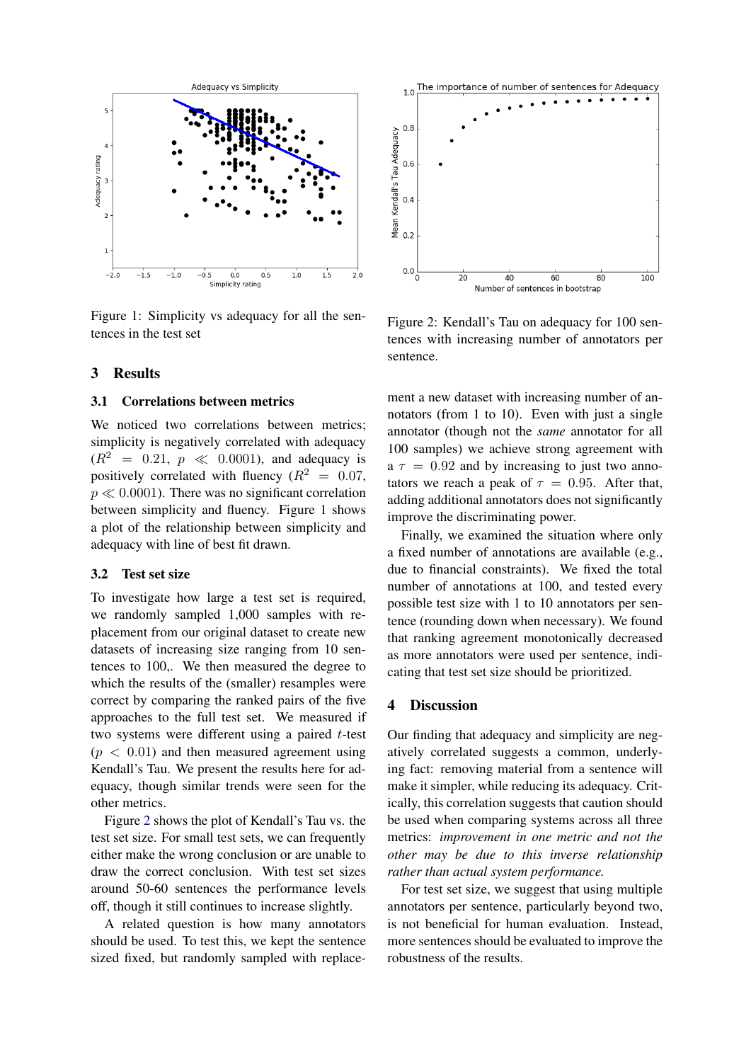Figure 1: Simplicity vs adequacy for all the sentences in the test set

Figure 2: Kendall's Tau on adequacy for 100 sentences with increasing number of annotators per sentence.

## 3 Results

### 3.1 Correlations between metrics

We noticed two correlations between metrics; simplicity is negatively correlated with adequacy ($R^2 = 0.21$, $p \ll 0.0001$), and adequacy is positively correlated with fluency ($R^2 = 0.07$, $p \ll 0.0001$). There was no significant correlation between simplicity and fluency. Figure 1 shows a plot of the relationship between simplicity and adequacy with line of best fit drawn.

### 3.2 Test set size

To investigate how large a test set is required, we randomly sampled 1,000 samples with replacement from our original dataset to create new datasets of increasing size ranging from 10 sentences to 100,. We then measured the degree to which the results of the (smaller) resamples were correct by comparing the ranked pairs of the five approaches to the full test set. We measured if two systems were different using a paired $t$-test ($p < 0.01$) and then measured agreement using Kendall's Tau. We present the results here for adequacy, though similar trends were seen for the other metrics.

Figure 2 shows the plot of Kendall's Tau vs. the test set size. For small test sets, we can frequently either make the wrong conclusion or are unable to draw the correct conclusion. With test set sizes around 50-60 sentences the performance levels off, though it still continues to increase slightly.

A related question is how many annotators should be used. To test this, we kept the sentence sized fixed, but randomly sampled with replacement a new dataset with increasing number of annotators (from 1 to 10). Even with just a single annotator (though not the *same* annotator for all 100 samples) we achieve strong agreement with a $\tau = 0.92$ and by increasing to just two annotators we reach a peak of $\tau = 0.95$. After that, adding additional annotators does not significantly improve the discriminating power.

Finally, we examined the situation where only a fixed number of annotations are available (e.g., due to financial constraints). We fixed the total number of annotations at 100, and tested every possible test size with 1 to 10 annotators per sentence (rounding down when necessary). We found that ranking agreement monotonically decreased as more annotators were used per sentence, indicating that test set size should be prioritized.

## 4 Discussion

Our finding that adequacy and simplicity are negatively correlated suggests a common, underlying fact: removing material from a sentence will make it simpler, while reducing its adequacy. Critically, this correlation suggests that caution should be used when comparing systems across all three metrics: *improvement in one metric and not the other may be due to this inverse relationship rather than actual system performance.*

For test set size, we suggest that using multiple annotators per sentence, particularly beyond two, is not beneficial for human evaluation. Instead, more sentences should be evaluated to improve the robustness of the results.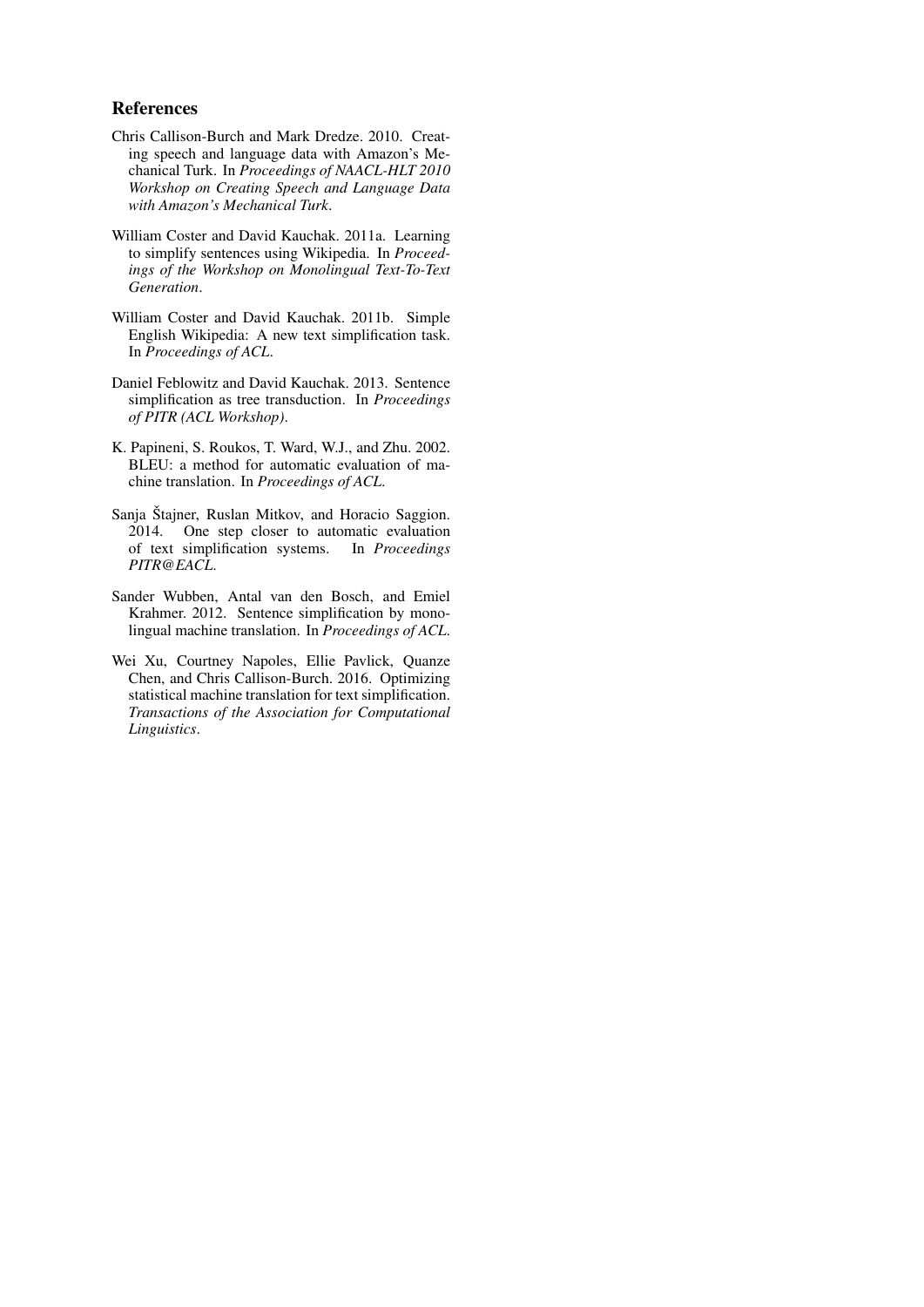## References

Chris Callison-Burch and Mark Dredze. 2010. Creating speech and language data with Amazon's Mechanical Turk. In *Proceedings of NAACL-HLT 2010 Workshop on Creating Speech and Language Data with Amazon's Mechanical Turk*.

William Coster and David Kauchak. 2011a. Learning to simplify sentences using Wikipedia. In *Proceedings of the Workshop on Monolingual Text-To-Text Generation*.

William Coster and David Kauchak. 2011b. Simple English Wikipedia: A new text simplification task. In *Proceedings of ACL*.

Daniel Feblowitz and David Kauchak. 2013. Sentence simplification as tree transduction. In *Proceedings of PITR (ACL Workshop)*.

K. Papineni, S. Roukos, T. Ward, W.J., and Zhu. 2002. BLEU: a method for automatic evaluation of machine translation. In *Proceedings of ACL*.

Sanja Štajner, Ruslan Mitkov, and Horacio Saggion. 2014. One step closer to automatic evaluation of text simplification systems. In *Proceedings PITR@EACL*.

Sander Wubben, Antal van den Bosch, and Emiel Krahmer. 2012. Sentence simplification by monolingual machine translation. In *Proceedings of ACL*.

Wei Xu, Courtney Napoles, Ellie Pavlick, Quanze Chen, and Chris Callison-Burch. 2016. Optimizing statistical machine translation for text simplification. *Transactions of the Association for Computational Linguistics*.